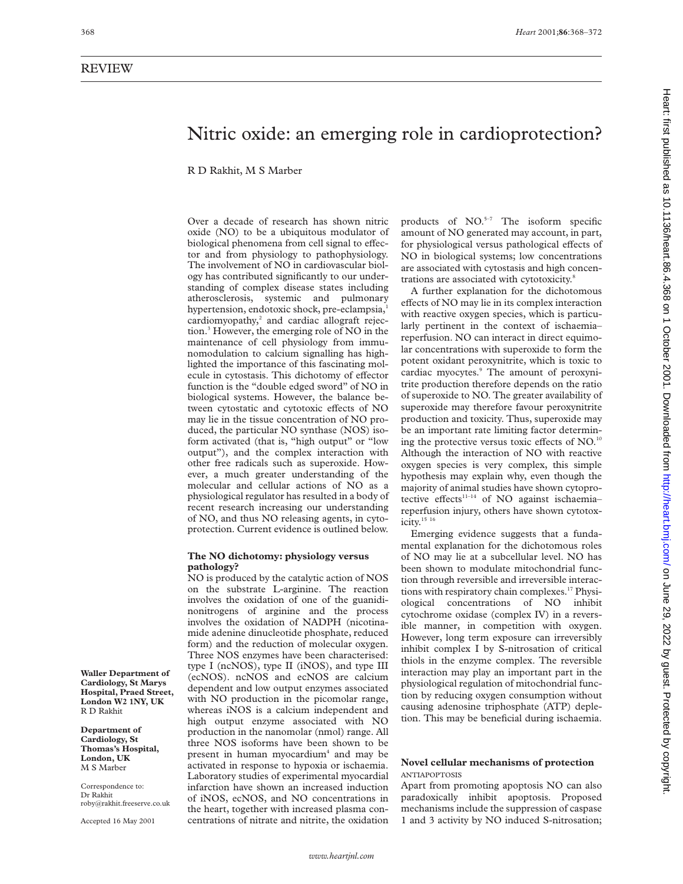REVIEW

# Nitric oxide: an emerging role in cardioprotection?

R D Rakhit, M S Marber

**Waller Department of Cardiology, St Marys Hospital, Praed Street, London W2 1NY, UK**
R D Rakhit

**Department of Cardiology, St Thomas's Hospital, London, UK**
M S Marber

Correspondence to: Dr Rakhit
roby@rakhit.freeserve.co.uk

Accepted 16 May 2001

Over a decade of research has shown nitric oxide (NO) to be a ubiquitous modulator of biological phenomena from cell signal to effector and from physiology to pathophysiology. The involvement of NO in cardiovascular biology has contributed significantly to our understanding of complex disease states including atherosclerosis, systemic and pulmonary hypertension, endotoxic shock, pre-eclampsia,[1] cardiomyopathy,[2] and cardiac allograft rejection.[3] However, the emerging role of NO in the maintenance of cell physiology from immunomodulation to calcium signalling has highlighted the importance of this fascinating molecule in cytostasis. This dichotomy of effector function is the "double edged sword" of NO in biological systems. However, the balance between cytostatic and cytotoxic effects of NO may lie in the tissue concentration of NO produced, the particular NO synthase (NOS) isoform activated (that is, "high output" or "low output"), and the complex interaction with other free radicals such as superoxide. However, a much greater understanding of the molecular and cellular actions of NO as a physiological regulator has resulted in a body of recent research increasing our understanding of NO, and thus NO releasing agents, in cytoprotection. Current evidence is outlined below.

## The NO dichotomy: physiology versus pathology?

NO is produced by the catalytic action of NOS on the substrate L-arginine. The reaction involves the oxidation of one of the guanidinonitrogens of arginine and the process involves the oxidation of NADPH (nicotinamide adenine dinucleotide phosphate, reduced form) and the reduction of molecular oxygen. Three NOS enzymes have been characterised: type I (ncNOS), type II (iNOS), and type III (ecNOS). ncNOS and ecNOS are calcium dependent and low output enzymes associated with NO production in the picomolar range, whereas iNOS is a calcium independent and high output enzyme associated with NO production in the nanomolar (nmol) range. All three NOS isoforms have been shown to be present in human myocardium[4] and may be activated in response to hypoxia or ischaemia. Laboratory studies of experimental myocardial infarction have shown an increased induction of iNOS, ecNOS, and NO concentrations in the heart, together with increased plasma concentrations of nitrate and nitrite, the oxidation products of NO.[5–7] The isoform specific amount of NO generated may account, in part, for physiological versus pathological effects of NO in biological systems; low concentrations are associated with cytostasis and high concentrations are associated with cytotoxicity.[8]

A further explanation for the dichotomous effects of NO may lie in its complex interaction with reactive oxygen species, which is particularly pertinent in the context of ischaemia–reperfusion. NO can interact in direct equimolar concentrations with superoxide to form the potent oxidant peroxynitrite, which is toxic to cardiac myocytes.[9] The amount of peroxynitrite production therefore depends on the ratio of superoxide to NO. The greater availability of superoxide may therefore favour peroxynitrite production and toxicity. Thus, superoxide may be an important rate limiting factor determining the protective versus toxic effects of NO.[10] Although the interaction of NO with reactive oxygen species is very complex, this simple hypothesis may explain why, even though the majority of animal studies have shown cytoprotective effects[11–14] of NO against ischaemia–reperfusion injury, others have shown cytotoxicity.[15 16]

Emerging evidence suggests that a fundamental explanation for the dichotomous roles of NO may lie at a subcellular level. NO has been shown to modulate mitochondrial function through reversible and irreversible interactions with respiratory chain complexes.[17] Physiological concentrations of NO inhibit cytochrome oxidase (complex IV) in a reversible manner, in competition with oxygen. However, long term exposure can irreversibly inhibit complex I by S-nitrosation of critical thiols in the enzyme complex. The reversible interaction may play an important part in the physiological regulation of mitochondrial function by reducing oxygen consumption without causing adenosine triphosphate (ATP) depletion. This may be beneficial during ischaemia.

## Novel cellular mechanisms of protection

ANTIAPOPTOSIS

Apart from promoting apoptosis NO can also paradoxically inhibit apoptosis. Proposed mechanisms include the suppression of caspase 1 and 3 activity by NO induced S-nitrosation;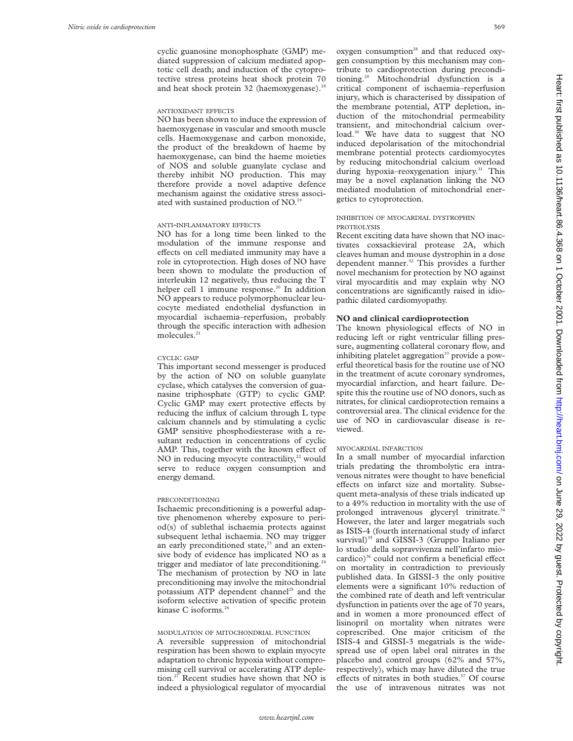cyclic guanosine monophosphate (GMP) mediated suppression of calcium mediated apoptotic cell death; and induction of the cytoprotective stress proteins heat shock protein 70 and heat shock protein 32 (haemoxygenase).[18]

#### ANTIOXIDANT EFFECTS

NO has been shown to induce the expression of haemoxygenase in vascular and smooth muscle cells. Haemoxygenase and carbon monoxide, the product of the breakdown of haeme by haemoxygenase, can bind the haeme moieties of NOS and soluble guanylate cyclase and thereby inhibit NO production. This may therefore provide a novel adaptive defence mechanism against the oxidative stress associated with sustained production of NO.[19]

#### ANTI-INFLAMMATORY EFFECTS

NO has for a long time been linked to the modulation of the immune response and effects on cell mediated immunity may have a role in cytoprotection. High doses of NO have been shown to modulate the production of interleukin 12 negatively, thus reducing the T helper cell 1 immune response.[20] In addition NO appears to reduce polymorphonuclear leucocyte mediated endothelial dysfunction in myocardial ischaemia–reperfusion, probably through the specific interaction with adhesion molecules.[21]

#### CYCLIC GMP

This important second messenger is produced by the action of NO on soluble guanylate cyclase, which catalyses the conversion of guanasine triphosphate (GTP) to cyclic GMP. Cyclic GMP may exert protective effects by reducing the influx of calcium through L type calcium channels and by stimulating a cyclic GMP sensitive phosphodiesterase with a resultant reduction in concentrations of cyclic AMP. This, together with the known effect of NO in reducing myocyte contractility,[22] would serve to reduce oxygen consumption and energy demand.

#### PRECONDITIONING

Ischaemic preconditioning is a powerful adaptive phenomenon whereby exposure to period(s) of sublethal ischaemia protects against subsequent lethal ischaemia. NO may trigger an early preconditioned state,[23] and an extensive body of evidence has implicated NO as a trigger and mediator of late preconditioning.[24] The mechanism of protection by NO in late preconditioning may involve the mitochondrial potassium ATP dependent channel[25] and the isoform selective activation of specific protein kinase C isoforms.[26]

#### MODULATION OF MITOCHONDRIAL FUNCTION

A reversible suppression of mitochondrial respiration has been shown to explain myocyte adaptation to chronic hypoxia without compromising cell survival or accelerating ATP depletion.[27] Recent studies have shown that NO is indeed a physiological regulator of myocardial oxygen consumption[28] and that reduced oxygen consumption by this mechanism may contribute to cardioprotection during preconditioning.[29] Mitochondrial dysfunction is a critical component of ischaemia–reperfusion injury, which is characterised by dissipation of the membrane potential, ATP depletion, induction of the mitochondrial permeability transient, and mitochondrial calcium overload.[30] We have data to suggest that NO induced depolarisation of the mitochondrial membrane potential protects cardiomyocytes by reducing mitochondrial calcium overload during hypoxia–reoxygenation injury.[31] This may be a novel explanation linking the NO mediated modulation of mitochondrial energetics to cytoprotection.

#### INHIBITION OF MYOCARDIAL DYSTROPHIN PROTEOLYSIS

Recent exciting data have shown that NO inactivates coxsackieviral protease 2A, which cleaves human and mouse dystrophin in a dose dependent manner.[32] This provides a further novel mechanism for protection by NO against viral myocarditis and may explain why NO concentrations are significantly raised in idiopathic dilated cardiomyopathy.

## NO and clinical cardioprotection

The known physiological effects of NO in reducing left or right ventricular filling pressure, augmenting collateral coronary flow, and inhibiting platelet aggregation[33] provide a powerful theoretical basis for the routine use of NO in the treatment of acute coronary syndromes, myocardial infarction, and heart failure. Despite this the routine use of NO donors, such as nitrates, for clinical cardioprotection remains a controversial area. The clinical evidence for the use of NO in cardiovascular disease is reviewed.

#### MYOCARDIAL INFARCTION

In a small number of myocardial infarction trials predating the thrombolytic era intravenous nitrates were thought to have beneficial effects on infarct size and mortality. Subsequent meta-analysis of these trials indicated up to a 49% reduction in mortality with the use of prolonged intravenous glyceryl trinitrate.[34] However, the later and larger megatrials such as ISIS-4 (fourth international study of infarct survival)[35] and GISSI-3 (Gruppo Italiano per lo studio della sopravvivenza nell'infarto miocardico)[36] could not confirm a beneficial effect on mortality in contradiction to previously published data. In GISSI-3 the only positive elements were a significant 10% reduction of the combined rate of death and left ventricular dysfunction in patients over the age of 70 years, and in women a more pronounced effect of lisinopril on mortality when nitrates were coprescribed. One major criticism of the ISIS-4 and GISSI-3 megatrials is the widespread use of open label oral nitrates in the placebo and control groups (62% and 57%, respectively), which may have diluted the true effects of nitrates in both studies.[37] Of course the use of intravenous nitrates was not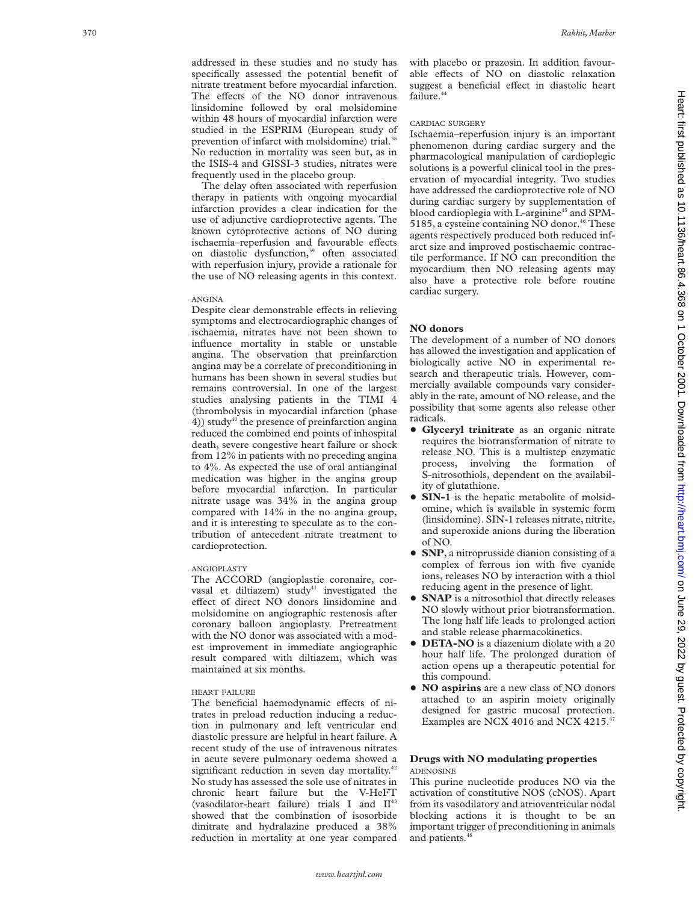addressed in these studies and no study has specifically assessed the potential benefit of nitrate treatment before myocardial infarction. The effects of the NO donor intravenous linsidomine followed by oral molsidomine within 48 hours of myocardial infarction were studied in the ESPRIM (European study of prevention of infarct with molsidomine) trial.[38] No reduction in mortality was seen but, as in the ISIS-4 and GISSI-3 studies, nitrates were frequently used in the placebo group.

The delay often associated with reperfusion therapy in patients with ongoing myocardial infarction provides a clear indication for the use of adjunctive cardioprotective agents. The known cytoprotective actions of NO during ischaemia–reperfusion and favourable effects on diastolic dysfunction,[39] often associated with reperfusion injury, provide a rationale for the use of NO releasing agents in this context.

#### ANGINA

Despite clear demonstrable effects in relieving symptoms and electrocardiographic changes of ischaemia, nitrates have not been shown to influence mortality in stable or unstable angina. The observation that preinfarction angina may be a correlate of preconditioning in humans has been shown in several studies but remains controversial. In one of the largest studies analysing patients in the TIMI 4 (thrombolysis in myocardial infarction (phase 4)) study[40] the presence of preinfarction angina reduced the combined end points of inhospital death, severe congestive heart failure or shock from 12% in patients with no preceding angina to 4%. As expected the use of oral antianginal medication was higher in the angina group before myocardial infarction. In particular nitrate usage was 34% in the angina group compared with 14% in the no angina group, and it is interesting to speculate as to the contribution of antecedent nitrate treatment to cardioprotection.

#### ANGIOPLASTY

The ACCORD (angioplastie coronaire, corvasal et diltiazem) study[41] investigated the effect of direct NO donors linsidomine and molsidomine on angiographic restenosis after coronary balloon angioplasty. Pretreatment with the NO donor was associated with a modest improvement in immediate angiographic result compared with diltiazem, which was maintained at six months.

#### HEART FAILURE

The beneficial haemodynamic effects of nitrates in preload reduction inducing a reduction in pulmonary and left ventricular end diastolic pressure are helpful in heart failure. A recent study of the use of intravenous nitrates in acute severe pulmonary oedema showed a significant reduction in seven day mortality.[42] No study has assessed the sole use of nitrates in chronic heart failure but the V-HeFT (vasodilator-heart failure) trials I and II[43] showed that the combination of isosorbide dinitrate and hydralazine produced a 38% reduction in mortality at one year compared with placebo or prazosin. In addition favourable effects of NO on diastolic relaxation suggest a beneficial effect in diastolic heart failure.[44]

#### CARDIAC SURGERY

Ischaemia–reperfusion injury is an important phenomenon during cardiac surgery and the pharmacological manipulation of cardioplegic solutions is a powerful clinical tool in the preservation of myocardial integrity. Two studies have addressed the cardioprotective role of NO during cardiac surgery by supplementation of blood cardioplegia with L-arginine[45] and SPM-5185, a cysteine containing NO donor.[46] These agents respectively produced both reduced infarct size and improved postischaemic contractile performance. If NO can precondition the myocardium then NO releasing agents may also have a protective role before routine cardiac surgery.

## NO donors

The development of a number of NO donors has allowed the investigation and application of biologically active NO in experimental research and therapeutic trials. However, commercially available compounds vary considerably in the rate, amount of NO release, and the possibility that some agents also release other radicals.

- **Glyceryl trinitrate** as an organic nitrate requires the biotransformation of nitrate to release NO. This is a multistep enzymatic process, involving the formation of S-nitrosothiols, dependent on the availability of glutathione.
- **SIN-1** is the hepatic metabolite of molsidomine, which is available in systemic form (linsidomine). SIN-1 releases nitrate, nitrite, and superoxide anions during the liberation of NO.
- **SNP**, a nitroprusside dianion consisting of a complex of ferrous ion with five cyanide ions, releases NO by interaction with a thiol reducing agent in the presence of light.
- **SNAP** is a nitrosothiol that directly releases NO slowly without prior biotransformation. The long half life leads to prolonged action and stable release pharmacokinetics.
- **DETA-NO** is a diazenium diolate with a 20 hour half life. The prolonged duration of action opens up a therapeutic potential for this compound.
- **NO aspirins** are a new class of NO donors attached to an aspirin moiety originally designed for gastric mucosal protection. Examples are NCX 4016 and NCX 4215.[47]

## Drugs with NO modulating properties

#### ADENOSINE

This purine nucleotide produces NO via the activation of constitutive NOS (cNOS). Apart from its vasodilatory and atrioventricular nodal blocking actions it is thought to be an important trigger of preconditioning in animals and patients.[48]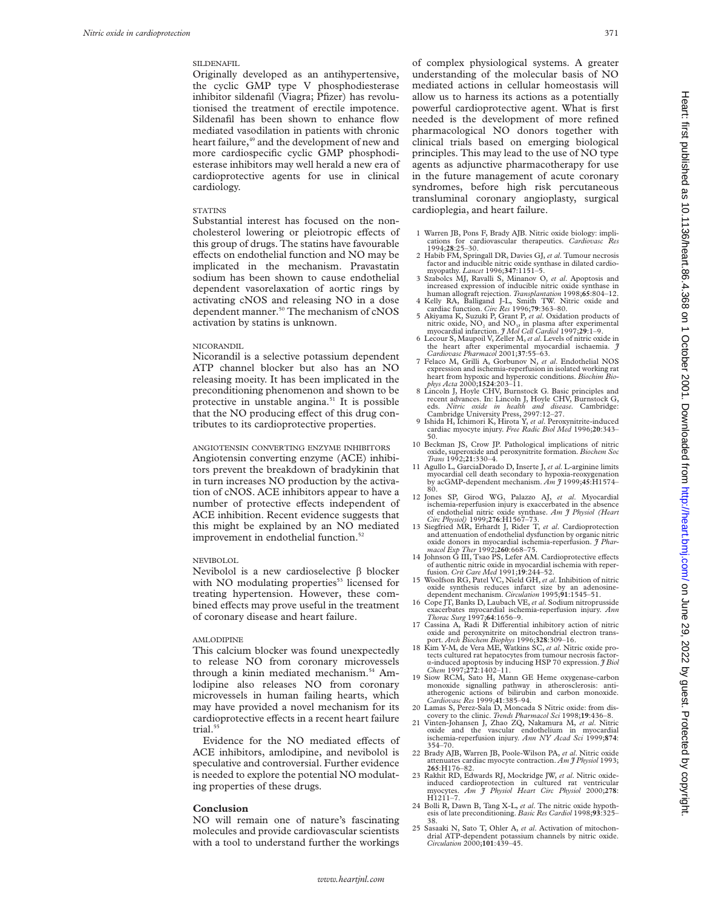### SILDENAFIL

Originally developed as an antihypertensive, the cyclic GMP type V phosphodiesterase inhibitor sildenafil (Viagra; Pfizer) has revolutionised the treatment of erectile impotence. Sildenafil has been shown to enhance flow mediated vasodilation in patients with chronic heart failure,[49] and the development of new and more cardiospecific cyclic GMP phosphodiesterase inhibitors may well herald a new era of cardioprotective agents for use in clinical cardiology.

### STATINS

Substantial interest has focused on the non-cholesterol lowering or pleiotropic effects of this group of drugs. The statins have favourable effects on endothelial function and NO may be implicated in the mechanism. Pravastatin sodium has been shown to cause endothelial dependent vasorelaxation of aortic rings by activating cNOS and releasing NO in a dose dependent manner.[50] The mechanism of cNOS activation by statins is unknown.

### NICORANDIL

Nicorandil is a selective potassium dependent ATP channel blocker but also has an NO releasing moeity. It has been implicated in the preconditioning phenomenon and shown to be protective in unstable angina.[51] It is possible that the NO producing effect of this drug contributes to its cardioprotective properties.

### ANGIOTENSIN CONVERTING ENZYME INHIBITORS

Angiotensin converting enzyme (ACE) inhibitors prevent the breakdown of bradykinin that in turn increases NO production by the activation of cNOS. ACE inhibitors appear to have a number of protective effects independent of ACE inhibition. Recent evidence suggests that this might be explained by an NO mediated improvement in endothelial function.[52]

### NEVIBOLOL

Nevibolol is a new cardioselective β blocker with NO modulating properties[53] licensed for treating hypertension. However, these combined effects may prove useful in the treatment of coronary disease and heart failure.

### AMLODIPINE

This calcium blocker was found unexpectedly to release NO from coronary microvessels through a kinin mediated mechanism.[54] Amlodipine also releases NO from coronary microvessels in human failing hearts, which may have provided a novel mechanism for its cardioprotective effects in a recent heart failure trial.[55]

Evidence for the NO mediated effects of ACE inhibitors, amlodipine, and nevibolol is speculative and controversial. Further evidence is needed to explore the potential NO modulating properties of these drugs.

## Conclusion

NO will remain one of nature's fascinating molecules and provide cardiovascular scientists with a tool to understand further the workings of complex physiological systems. A greater understanding of the molecular basis of NO mediated actions in cellular homeostasis will allow us to harness its actions as a potentially powerful cardioprotective agent. What is first needed is the development of more refined pharmacological NO donors together with clinical trials based on emerging biological principles. This may lead to the use of NO type agents as adjunctive pharmacotherapy for use in the future management of acute coronary syndromes, before high risk percutaneous transluminal coronary angioplasty, surgical cardioplegia, and heart failure.

1 Warren JB, Pons F, Brady AJB. Nitric oxide biology: implications for cardiovascular therapeutics. *Cardiovasc Res* 1994;**28**:25–30.
2 Habib FM, Springall DR, Davies GJ, *et al*. Tumour necrosis factor and inducible nitric oxide synthase in dilated cardiomyopathy. *Lancet* 1996;**347**:1151–5.
3 Szabolcs MJ, Ravalli S, Minanov O, *et al*. Apoptosis and increased expression of inducible nitric oxide synthase in human allograft rejection. *Transplantation* 1998;**65**:804–12.
4 Kelly RA, Balligand J-L, Smith TW. Nitric oxide and cardiac function. *Circ Res* 1996;**79**:363–80.
5 Akiyama K, Suzuki P, Grant P, *et al*. Oxidation products of nitric oxide, $NO_2$ and $NO_3$, in plasma after experimental myocardial infarction. *J Mol Cell Cardiol* 1997;**29**:1–9.
6 Lecour S, Maupoil V, Zeller M, *et al*. Levels of nitric oxide in the heart after experimental myocardial ischaemia. *J Cardiovasc Pharmacol* 2001;**37**:55–63.
7 Felaco M, Grilli A, Gorbunov N, *et al*. Endothelial NOS expression and ischemia-reperfusion in isolated working rat heart from hypoxic and hyperoxic conditions. *Biochim Biophys Acta* 2000;**1524**:203–11.
8 Lincoln J, Hoyle CHV, Burnstock G. Basic principles and recent advances. In: Lincoln J, Hoyle CHV, Burnstock G, eds. *Nitric oxide in health and disease*. Cambridge: Cambridge University Press, 2997:12–27.
9 Ishida H, Ichimori K, Hirota Y, *et al*. Peroxynitrite-induced cardiac myocyte injury. *Free Radic Biol Med* 1996;**20**:343–50.
10 Beckman JS, Crow JP. Pathological implications of nitric oxide, superoxide and peroxynitrite formation. *Biochem Soc Trans* 1992;**21**:330–4.
11 Agullo L, GarciaDorado D, Inserte J, *et al*. L-arginine limits myocardial cell death secondary to hypoxia-reoxygenation by acGMP-dependent mechanism. *Am J* 1999;**45**:H1574–80.
12 Jones SP, Girod WG, Palazzo AJ, *et al*. Myocardial ischemia-reperfusion injury is exaccerbated in the absence of endothelial nitric oxide synthase. *Am J Physiol (Heart Circ Physiol)* 1999;**276**:H1567–73.
13 Siegfried MR, Erhardt J, Rider T, *et al*. Cardioprotection and attenuation of endothelial dysfunction by organic nitric oxide donors in myocardial ischemia-reperfusion. *J Pharmacol Exp Ther* 1992;**260**:668–75.
14 Johnson G III, Tsao PS, Lefer AM. Cardioprotective effects of authentic nitric oxide in myocardial ischemia with reperfusion. *Crit Care Med* 1991;**19**:244–52.
15 Woolfson RG, Patel VC, Nield GH, *et al*. Inhibition of nitric oxide synthesis reduces infarct size by an adenosine-dependent mechanism. *Circulation* 1995;**91**:1545–51.
16 Cope JT, Banks D, Laubach VE, *et al*. Sodium nitroprusside exacerbates myocardial ischemia-reperfusion injury. *Ann Thorac Surg* 1997;**64**:1656–9.
17 Cassina A, Radi R Differential inhibitory action of nitric oxide and peroxynitrite on mitochondrial electron transport. *Arch Biochem Biophys* 1996;**328**:309–16.
18 Kim Y-M, de Vera ME, Watkins SC, *et al*. Nitric oxide protects cultured rat hepatocytes from tumour necrosis factor-α-induced apoptosis by inducing HSP 70 expression. *J Biol Chem* 1997;**272**:1402–11.
19 Siow RCM, Sato H, Mann GE Heme oxygenase-carbon monoxide signalling pathway in atherosclerosis: anti-atherogenic actions of bilirubin and carbon monoxide. *Cardiovasc Res* 1999;**41**:385–94.
20 Lamas S, Perez-Sala D, Moncada S Nitric oxide: from discovery to the clinic. *Trends Pharmacol Sci* 1998;**19**:436–8.
21 Vinten-Johansen J, Zhao ZQ, Nakamura M, *et al*. Nitric oxide and the vascular endothelium in myocardial ischemia-reperfusion injury. *Ann NY Acad Sci* 1999;**874**:354–70.
22 Brady AJB, Warren JB, Poole-Wilson PA, *et al*. Nitric oxide attenuates cardiac myocyte contraction. *Am J Physiol* 1993;**265**:H176–82.
23 Rakhit RD, Edwards RJ, Mockridge JW, *et al*. Nitric oxide-induced cardioprotection in cultured rat ventricular myocytes. *Am J Physiol Heart Circ Physiol* 2000;**278**:H1211–7.
24 Bolli R, Dawn B, Tang X-L, *et al*. The nitric oxide hypothesis of late preconditioning. *Basic Res Cardiol* 1998;**93**:325–38.
25 Sasaaki N, Sato T, Ohler A, *et al*. Activation of mitochondrial ATP-dependent potassium channels by nitric oxide. *Circulation* 2000;**101**:439–45.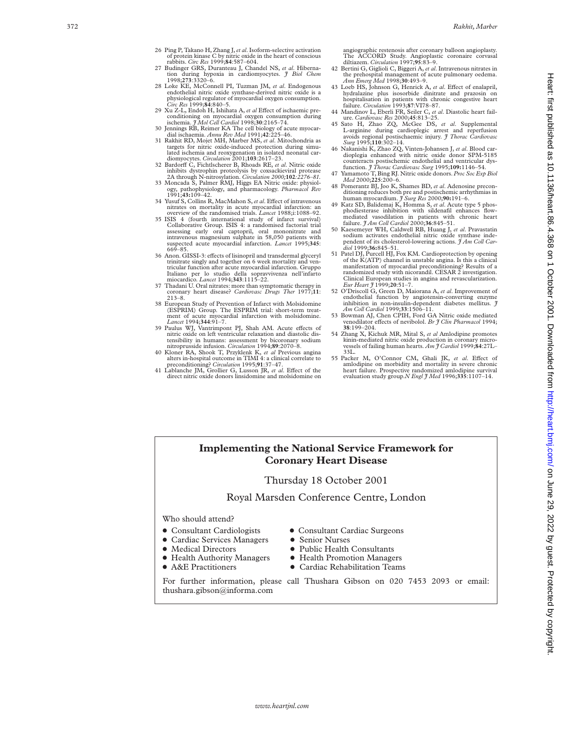26 Ping P, Takano H, Zhang J, *et al*. Isoform-selective activation of protein kinase C by nitric oxide in the heart of conscious rabbits. *Circ Res* 1999;**84**:587–604.

27 Budinger GRS, Duranteau J, Chandel NS, *et al*. Hibernation during hypoxia in cardiomyocytes. *J Biol Chem* 1998;**273**:3320–6.

28 Loke KE, McConnell PI, Tuzman JM, *et al*. Endogenous endothelial nitric oxide synthase-derived nitric oxide is a physiological regulator of myocardial oxygen consumption. *Circ Res* 1999;**84**:840–5.

29 Xu Z-L, Endoh H, Ishihata A, *et al* Effect of ischaemic preconditioning on myocardial oxygen consumption during ischemia. *J Mol Cell Cardiol* 1998;**30**:2165–74.

30 Jennings RB, Reimer KA The cell biology of acute myocardial ischaemia. *Annu Rev Med* 1991;**42**:225–46.

31 Rakhit RD, Mojet MH, Marber MS, *et al*. Mitochondria as targets for nitric oxide-induced protection during simulated ischemia and reoxygenation in isolated neonatal cardiomyocytes. *Circulation* 2001;**103**:2617–23.

32 Bardorff C, Fichtlscherer B, Rhoads RE, *et al*. Nitric oxide inhibits dystrophin proteolysis by coxsackieviral protease 2A through N-nitrosylation. *Circulation 2000*;**102***:2276–81.*

33 Moncada S, Palmer RMJ, Higgs EA Nitric oxide: physiology, pathophysiology, and pharmacology. *Pharmacol Rev* 1991;**43:**109–42.

34 Yusuf S, Collins R, MacMahon S, *et al*. Effect of intravenous nitrates on mortality in acute myocardial infarction: an overview of the randomised trials. *Lancet* 1988;i:1088–92.

35 ISIS 4 (fourth international study of infarct survival) Collaborative Group. ISIS 4: a randomised factorial trial assessing early oral captopril, oral mononitrate and intravenous magnesium sulphate in 58,050 patients with suspected acute myocardial infarction. *Lancet* 1995;**345**: 669–85.

36 Anon. GISSI-3: effects of lisinopril and transdermal glyceryl trinitrate singly and together on 6 week mortality and ventricular function after acute myocardial infarction. Gruppo Italiano per lo studio della sopravvivenza nell'infarto miocardico. *Lancet* 1994;**343**:1115–22.

37 Thadani U. Oral nitrates: more than symptomatic therapy in coronary heart disease? *Cardiovasc Drugs Ther* 1977;**11**: 213–8.

38 European Study of Prevention of Infarct with Molsidomine (ESPRIM) Group. The ESPRIM trial: short-term treatment of acute myocardial infarction with molsidomine. *Lancet* 1994;**344**:91–7.

39 Paulus WJ, Vantrimpont PJ, Shah AM. Acute effects of nitric oxide on left ventricular relaxation and diastolic distensibility in humans: assessment by bicoronary sodium nitroprusside infusion. *Circulation* 1994;**89**:2070–8.

40 Kloner RA, Shook T, Przyklenk K, *et al* Previous angina alters in-hospital outcome in TIMI 4: a clinical correlate to preconditioning? *Circulation* 1995;**91**:37–47.

41 Lablanche JM, Grollier G, Lusson JR, *et al*. Effect of the direct nitric oxide donors linsidomine and molsidomine on angiographic restenosis after coronary balloon angioplasty. The ACCORD Study. Angioplastic coronaire corvasal diltiazem. *Circulation* 1997;**95**:83–9.

42 Bertini G, Giglioli C, Biggeri A, *et al*. Intravenous nitrates in the prehospital management of acute pulmonary oedema. *Ann Emerg Med* 1998;**30**:493–9.

43 Loeb HS, Johnson G, Henrick A, *et al*. Effect of enalapril, hydralazine plus isosorbide dinitrate and prazosin on hospitalisation in patients with chronic congestive heart failure. *Circulation* 1993;**87**:VI78–87.

44 Mandinov L, Eberli FR, Seiler C, *et al*. Diastolic heart failure. *Cardiovasc Res* 2000;**45**:813–25.

45 Sato H, Zhao ZQ, McGee DS, *et al*. Supplemental L-arginine during cardioplegic arrest and reperfusion avoids regional postischaemic injury. *J Thorac Cardiovasc Surg* 1995;**110**:302–14.

46 Nakanishi K, Zhao ZQ, Vinten-Johansen J, *et al*. Blood cardioplegia enhanced with nitric oxide donor SPM-5185 counteracts postischemic endothelial and ventricular dysfunction. *J Thorac Cardiovasc Surg* 1995;**109:**1146–54.

47 Yamamoto T, Bing RJ. Nitric oxide donors. *Proc Soc Exp Biol Med* 2000;**225**:200–6.

48 Pomerantz BJ, Joo K, Shames BD, *et al*. Adenosine preconditioning reduces both pre and postischemic arrhythmias in human myocardium. *J Surg Res* 2000;**90:**191–6.

49 Katz SD, Balidemaj K, Homma S, *et al*. Acute type 5 phosphodiesterase inhibition with sildenafil enhances flow-mediated vasodilation in patients with chronic heart failure. *J Am Coll Cardiol* 2000;**36**:845–51.

50 Kaesemeyer WH, Caldwell RB, Huang J, *et al*. Pravastatin sodium activates endothelial nitric oxide synthase independent of its cholesterol-lowering actions. *J Am Coll Cardiol* 1999;**36:**845–51.

51 Patel DJ, Purcell HJ, Fox KM. Cardioprotection by opening of the K(ATP) channel in unstable angina. Is this a clinical manifestation of myocardial preconditioning? Results of a randomized study with nicorandil. CESAR 2 investigation. Clinical European studies in angina and revascularization. *Eur Heart J* 1999;**20**:51–7.

52 O'Driscoll G, Green D, Maiorana A, *et al*. Improvement of endothelial function by angiotensin-converting enzyme inhibition in non-insulin-dependent diabetes mellitus. *J Am Coll Cardiol* 1999;**33**:1506–11.

53 Bowman AJ, Chen CPIH, Ford GA Nitric oxide mediated venodilator effects of nevibolol. *Br J Clin Pharmacol* 1994; **38**:199–204.

54 Zhang X, Kichuk MR, Mital S, *et al* Amlodipine promotes kinin-mediated nitric oxide production in coronary microvessels of failing human hearts. *Am J Cardiol* 1999;**84**:27L–33L.

55 Packer M, O'Connor CM, Ghali JK, *et al*. Effect of amlodipine on morbidity and mortality in severe chronic heart failure. Prospective randomized amlodipine survival evaluation study group.*N Engl J Med* 1996;**335**:1107–14.

## Implementing the National Service Framework for Coronary Heart Disease

Thursday 18 October 2001

Royal Marsden Conference Centre, London

Who should attend?

- Consultant Cardiologists
- Cardiac Services Managers
- Medical Directors
- Health Authority Managers
- A&E Practitioners
- Consultant Cardiac Surgeons
- Senior Nurses
- Public Health Consultants
- Health Promotion Managers
- Cardiac Rehabilitation Teams

For further information, please call Thushara Gibson on 020 7453 2093 or email: thushara.gibson@informa.com